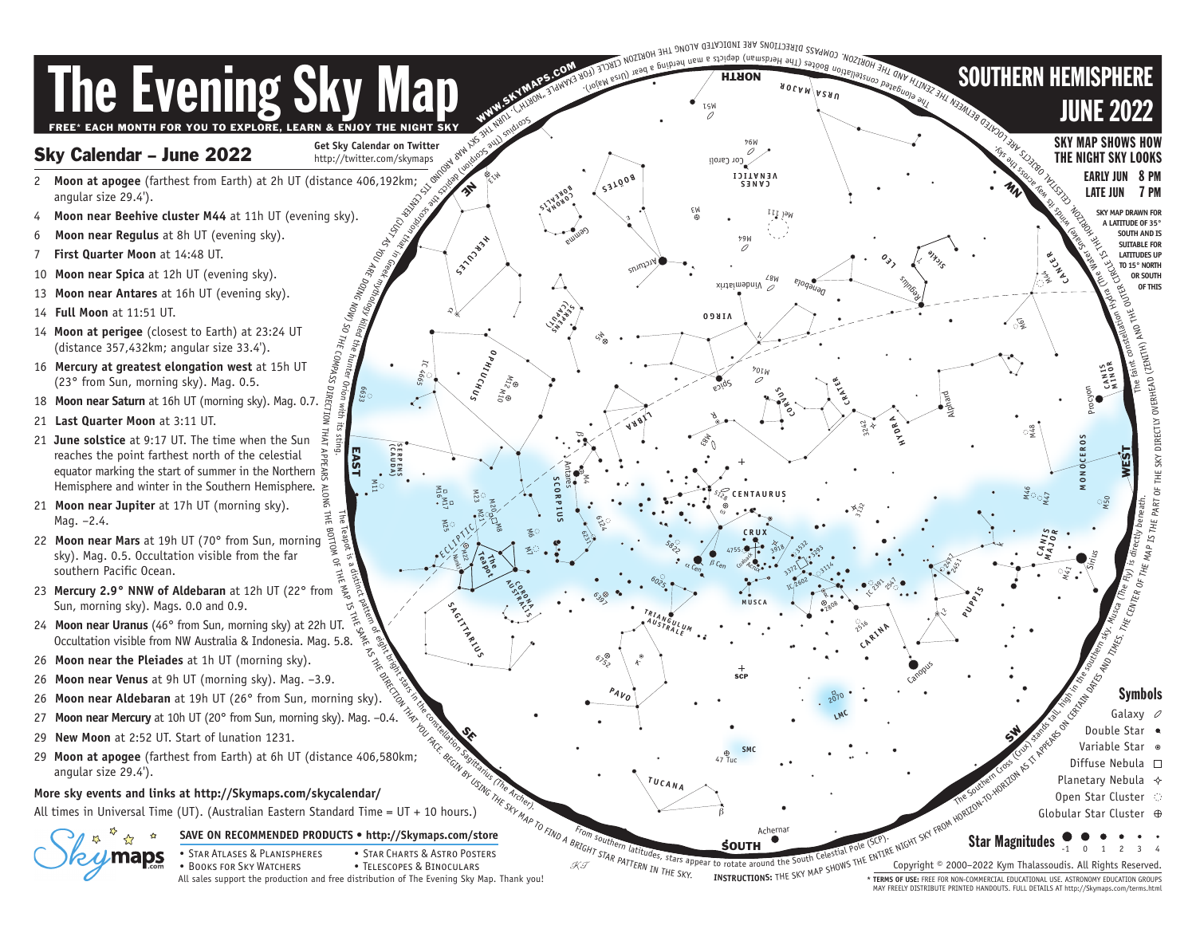# The Evening Sky Map

FREE* EACH MONTH FOR YOU TO EXPLORE, LEARN & ENJOY THE NIGHT SKY

## Sky Calendar – June 2022

Get Sky Calendar on Twitter
http://twitter.com/skymaps

- 2 **Moon at apogee** (farthest from Earth) at 2h UT (distance 406,192km; angular size 29.4').
- 4 **Moon near Beehive cluster M44** at 11h UT (evening sky).
- 6 **Moon near Regulus** at 8h UT (evening sky).
- 7 **First Quarter Moon** at 14:48 UT.
- 10 **Moon near Spica** at 12h UT (evening sky).
- 13 **Moon near Antares** at 16h UT (evening sky).
- 14 **Full Moon** at 11:51 UT.
- 14 **Moon at perigee** (closest to Earth) at 23:24 UT (distance 357,432km; angular size 33.4').
- 16 **Mercury at greatest elongation west** at 15h UT (23° from Sun, morning sky). Mag. 0.5.
- 18 **Moon near Saturn** at 16h UT (morning sky). Mag. 0.7.
- 21 **Last Quarter Moon** at 3:11 UT.
- 21 **June solstice** at 9:17 UT. The time when the Sun reaches the point farthest north of the celestial equator marking the start of summer in the Northern Hemisphere and winter in the Southern Hemisphere.
- 21 **Moon near Jupiter** at 17h UT (morning sky). Mag. –2.4.
- 22 **Moon near Mars** at 19h UT (70° from Sun, morning sky). Mag. 0.5. Occultation visible from the far southern Pacific Ocean.
- 23 **Mercury 2.9° NNW of Aldebaran** at 12h UT (22° from Sun, morning sky). Mags. 0.0 and 0.9.
- 24 **Moon near Uranus** (46° from Sun, morning sky) at 22h UT. Occultation visible from NW Australia & Indonesia. Mag. 5.8.
- 26 **Moon near the Pleiades** at 1h UT (morning sky).
- 26 **Moon near Venus** at 9h UT (morning sky). Mag. –3.9.
- 26 **Moon near Aldebaran** at 19h UT (26° from Sun, morning sky).
- 27 **Moon near Mercury** at 10h UT (20° from Sun, morning sky). Mag. –0.4.
- 29 **New Moon** at 2:52 UT. Start of lunation 1231.
- 29 **Moon at apogee** (farthest from Earth) at 6h UT (distance 406,580km; angular size 29.4').

**More sky events and links at http://Skymaps.com/skycalendar/**

All times in Universal Time (UT). (Australian Eastern Standard Time = UT + 10 hours.)

**SAVE ON RECOMMENDED PRODUCTS • http://Skymaps.com/store**

- Star Atlases & Planispheres
- Star Charts & Astro Posters
- Books for Sky Watchers
- Telescopes & Binoculars

All sales support the production and free distribution of The Evening Sky Map. Thank you!

## SOUTHERN HEMISPHERE JUNE 2022

**SKY MAP SHOWS HOW THE NIGHT SKY LOOKS**
**EARLY JUN 8 PM**
**LATE JUN 7 PM**

SKY MAP DRAWN FOR A LATITUDE OF 35° SOUTH AND IS SUITABLE FOR LATITUDES UP TO 15° NORTH OR SOUTH OF THIS

WWW.SKYMAPS.COM

Scorpius (The Scorpion) depicts the scorpion that in Greek mythology killed the hunter Orion with its sting.

The elongated constellation Boötes (The Herdsman) depicts a man herding a bear (Ursa Major).

The faint constellation Hydra (the Water Snake) winds its way across the sky.

Musca (The Fly) is directly beneath.

The Teapot is a distinct pattern of eight bright stars in the constellation Sagittarius (The Archer).

The Southern Cross (Crux) stands tall, high in the southern sky.

From southern latitudes, stars appear to rotate around the South Celestial Pole (SCP).

**INSTRUCTIONS:** THE SKY MAP SHOWS THE ENTIRE NIGHT SKY FROM HORIZON-TO-HORIZON AS IT APPEARS ON CERTAIN DATES AND TIMES. THE CENTER OF THE MAP IS THE PART OF THE SKY DIRECTLY OVERHEAD (ZENITH) AND THE OUTER CIRCLE IS THE HORIZON. CELESTIAL OBJECTS ARE LOCATED BETWEEN THE ZENITH AND THE HORIZON. COMPASS DIRECTIONS ARE INDICATED ALONG THE HORIZON CIRCLE (FOR EXAMPLE, NORTH). TURN THE SKY MAP AROUND ITS CENTER (JUST AS YOU ARE DOING NOW) SO THE COMPASS DIRECTION THAT APPEARS ALONG THE BOTTOM OF THE MAP IS THE SAME AS THE DIRECTION THAT YOU FACE. BEGIN BY USING THE SKY MAP TO FIND A BRIGHT STAR PATTERN IN THE SKY.

### Symbols

- Galaxy
- Double Star
- Variable Star
- Diffuse Nebula
- Planetary Nebula
- Open Star Cluster
- Globular Star Cluster

**Star Magnitudes** -1 0 1 2 3 4

Copyright © 2000–2022 Kym Thalassoudis. All Rights Reserved.

* **TERMS OF USE:** FREE FOR NON-COMMERCIAL EDUCATIONAL USE. ASTRONOMY EDUCATION GROUPS MAY FREELY DISTRIBUTE PRINTED HANDOUTS. FULL DETAILS AT http://Skymaps.com/terms.html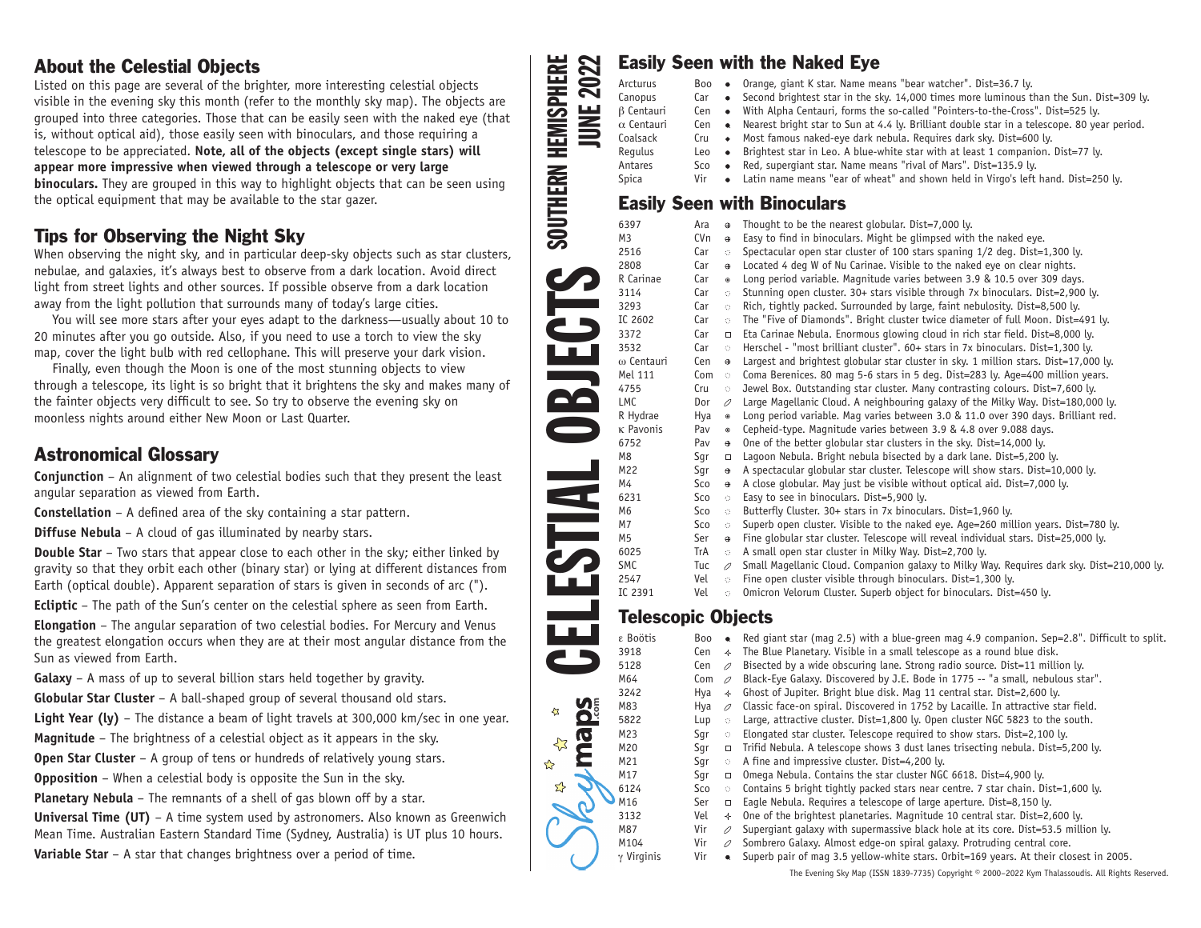## About the Celestial Objects

Listed on this page are several of the brighter, more interesting celestial objects visible in the evening sky this month (refer to the monthly sky map). The objects are grouped into three categories. Those that can be easily seen with the naked eye (that is, without optical aid), those easily seen with binoculars, and those requiring a telescope to be appreciated. **Note, all of the objects (except single stars) will appear more impressive when viewed through a telescope or very large binoculars.** They are grouped in this way to highlight objects that can be seen using the optical equipment that may be available to the star gazer.

## Tips for Observing the Night Sky

When observing the night sky, and in particular deep-sky objects such as star clusters, nebulae, and galaxies, it's always best to observe from a dark location. Avoid direct light from street lights and other sources. If possible observe from a dark location away from the light pollution that surrounds many of today's large cities.

You will see more stars after your eyes adapt to the darkness—usually about 10 to 20 minutes after you go outside. Also, if you need to use a torch to view the sky map, cover the light bulb with red cellophane. This will preserve your dark vision.

Finally, even though the Moon is one of the most stunning objects to view through a telescope, its light is so bright that it brightens the sky and makes many of the fainter objects very difficult to see. So try to observe the evening sky on moonless nights around either New Moon or Last Quarter.

## Astronomical Glossary

**Conjunction** – An alignment of two celestial bodies such that they present the least angular separation as viewed from Earth.

**Constellation** – A defined area of the sky containing a star pattern.

**Diffuse Nebula** – A cloud of gas illuminated by nearby stars.

**Double Star** – Two stars that appear close to each other in the sky; either linked by gravity so that they orbit each other (binary star) or lying at different distances from Earth (optical double). Apparent separation of stars is given in seconds of arc (").

**Ecliptic** – The path of the Sun's center on the celestial sphere as seen from Earth.

**Elongation** – The angular separation of two celestial bodies. For Mercury and Venus the greatest elongation occurs when they are at their most angular distance from the Sun as viewed from Earth.

**Galaxy** – A mass of up to several billion stars held together by gravity.

**Globular Star Cluster** – A ball-shaped group of several thousand old stars.

**Light Year (ly)** – The distance a beam of light travels at 300,000 km/sec in one year.

**Magnitude** – The brightness of a celestial object as it appears in the sky.

**Open Star Cluster** – A group of tens or hundreds of relatively young stars.

**Opposition** – When a celestial body is opposite the Sun in the sky.

**Planetary Nebula** – The remnants of a shell of gas blown off by a star.

**Universal Time (UT)** – A time system used by astronomers. Also known as Greenwich Mean Time. Australian Eastern Standard Time (Sydney, Australia) is UT plus 10 hours.

**Variable Star** – A star that changes brightness over a period of time.

# CELESTIAL OBJECTS SOUTHERN HEMISPHERE JUNE 2022

## Easily Seen with the Naked Eye

| | | |
|---|---|---|
| Arcturus | Boo | Orange, giant K star. Name means "bear watcher". Dist=36.7 ly. |
| Canopus | Car | Second brightest star in the sky. 14,000 times more luminous than the Sun. Dist=309 ly. |
| β Centauri | Cen | With Alpha Centauri, forms the so-called "Pointers-to-the-Cross". Dist=525 ly. |
| α Centauri | Cen | Nearest bright star to Sun at 4.4 ly. Brilliant double star in a telescope. 80 year period. |
| Coalsack | Cru | Most famous naked-eye dark nebula. Requires dark sky. Dist=600 ly. |
| Regulus | Leo | Brightest star in Leo. A blue-white star with at least 1 companion. Dist=77 ly. |
| Antares | Sco | Red, supergiant star. Name means "rival of Mars". Dist=135.9 ly. |
| Spica | Vir | Latin name means "ear of wheat" and shown held in Virgo's left hand. Dist=250 ly. |

## Easily Seen with Binoculars

| | | |
|---|---|---|
| 6397 | Ara | Thought to be the nearest globular. Dist=7,000 ly. |
| M3 | CVn | Easy to find in binoculars. Might be glimpsed with the naked eye. |
| 2516 | Car | Spectacular open star cluster of 100 stars spaning 1/2 deg. Dist=1,300 ly. |
| 2808 | Car | Located 4 deg W of Nu Carinae. Visible to the naked eye on clear nights. |
| R Carinae | Car | Long period variable. Magnitude varies between 3.9 & 10.5 over 309 days. |
| 3114 | Car | Stunning open cluster. 30+ stars visible through 7x binoculars. Dist=2,900 ly. |
| 3293 | Car | Rich, tightly packed. Surrounded by large, faint nebulosity. Dist=8,500 ly. |
| IC 2602 | Car | The "Five of Diamonds". Bright cluster twice diameter of full Moon. Dist=491 ly. |
| 3372 | Car | Eta Carinae Nebula. Enormous glowing cloud in rich star field. Dist=8,000 ly. |
| 3532 | Car | Herschel - "most brilliant cluster". 60+ stars in 7x binoculars. Dist=1,300 ly. |
| ω Centauri | Cen | Largest and brightest globular star cluster in sky. 1 million stars. Dist=17,000 ly. |
| Mel 111 | Com | Coma Berenices. 80 mag 5-6 stars in 5 deg. Dist=283 ly. Age=400 million years. |
| 4755 | Cru | Jewel Box. Outstanding star cluster. Many contrasting colours. Dist=7,600 ly. |
| LMC | Dor | Large Magellanic Cloud. A neighbouring galaxy of the Milky Way. Dist=180,000 ly. |
| R Hydrae | Hya | Long period variable. Mag varies between 3.0 & 11.0 over 390 days. Brilliant red. |
| κ Pavonis | Pav | Cepheid-type. Magnitude varies between 3.9 & 4.8 over 9.088 days. |
| 6752 | Pav | One of the better globular star clusters in the sky. Dist=14,000 ly. |
| M8 | Sgr | Lagoon Nebula. Bright nebula bisected by a dark lane. Dist=5,200 ly. |
| M22 | Sgr | A spectacular globular star cluster. Telescope will show stars. Dist=10,000 ly. |
| M4 | Sco | A close globular. May just be visible without optical aid. Dist=7,000 ly. |
| 6231 | Sco | Easy to see in binoculars. Dist=5,900 ly. |
| M6 | Sco | Butterfly Cluster. 30+ stars in 7x binoculars. Dist=1,960 ly. |
| M7 | Sco | Superb open cluster. Visible to the naked eye. Age=260 million years. Dist=780 ly. |
| M5 | Ser | Fine globular star cluster. Telescope will reveal individual stars. Dist=25,000 ly. |
| 6025 | TrA | A small open star cluster in Milky Way. Dist=2,700 ly. |
| SMC | Tuc | Small Magellanic Cloud. Companion galaxy to Milky Way. Requires dark sky. Dist=210,000 ly. |
| 2547 | Vel | Fine open cluster visible through binoculars. Dist=1,300 ly. |
| IC 2391 | Vel | Omicron Velorum Cluster. Superb object for binoculars. Dist=450 ly. |

## Telescopic Objects

| | | |
|---|---|---|
| ε Boötis | Boo | Red giant star (mag 2.5) with a blue-green mag 4.9 companion. Sep=2.8". Difficult to split. |
| 3918 | Cen | The Blue Planetary. Visible in a small telescope as a round blue disk. |
| 5128 | Cen | Bisected by a wide obscuring lane. Strong radio source. Dist=11 million ly. |
| M64 | Com | Black-Eye Galaxy. Discovered by J.E. Bode in 1775 -- "a small, nebulous star". |
| 3242 | Hya | Ghost of Jupiter. Bright blue disk. Mag 11 central star. Dist=2,600 ly. |
| M83 | Hya | Classic face-on spiral. Discovered in 1752 by Lacaille. In attractive star field. |
| 5822 | Lup | Large, attractive cluster. Dist=1,800 ly. Open cluster NGC 5823 to the south. |
| M23 | Sgr | Elongated star cluster. Telescope required to show stars. Dist=2,100 ly. |
| M20 | Sgr | Trifid Nebula. A telescope shows 3 dust lanes trisecting nebula. Dist=5,200 ly. |
| M21 | Sgr | A fine and impressive cluster. Dist=4,200 ly. |
| M17 | Sgr | Omega Nebula. Contains the star cluster NGC 6618. Dist=4,900 ly. |
| 6124 | Sco | Contains 5 bright tightly packed stars near centre. 7 star chain. Dist=1,600 ly. |
| M16 | Ser | Eagle Nebula. Requires a telescope of large aperture. Dist=8,150 ly. |
| 3132 | Vel | One of the brightest planetaries. Magnitude 10 central star. Dist=2,600 ly. |
| M87 | Vir | Supergiant galaxy with supermassive black hole at its core. Dist=53.5 million ly. |
| M104 | Vir | Sombrero Galaxy. Almost edge-on spiral galaxy. Protruding central core. |
| γ Virginis | Vir | Superb pair of mag 3.5 yellow-white stars. Orbit=169 years. At their closest in 2005. |

The Evening Sky Map (ISSN 1839-7735) Copyright © 2000–2022 Kym Thalassoudis. All Rights Reserved.